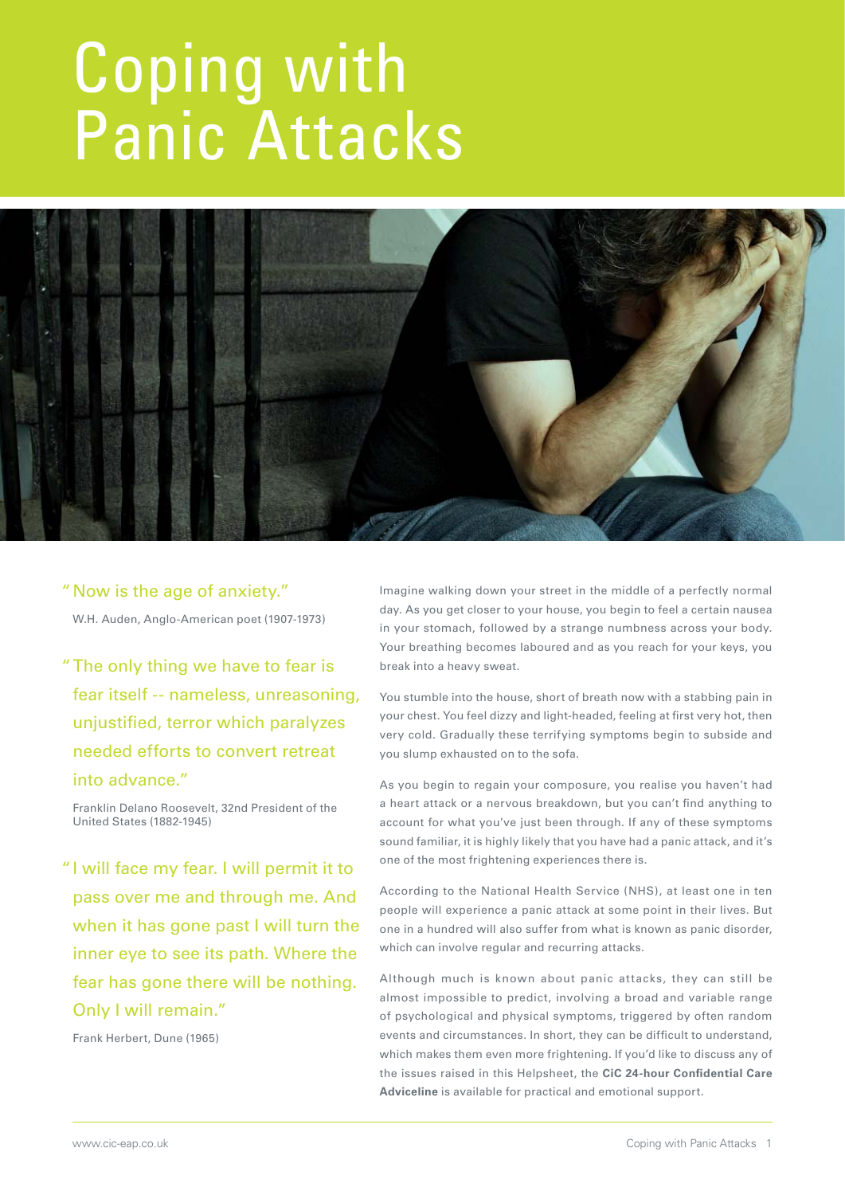# Coping with Panic Attacks

"Now is the age of anxiety."

W.H. Auden, Anglo-American poet (1907-1973)

"The only thing we have to fear is fear itself -- nameless, unreasoning, unjustified, terror which paralyzes needed efforts to convert retreat into advance."

Franklin Delano Roosevelt, 32nd President of the United States (1882-1945)

"I will face my fear. I will permit it to pass over me and through me. And when it has gone past I will turn the inner eye to see its path. Where the fear has gone there will be nothing. Only I will remain."

Frank Herbert, Dune (1965)

Imagine walking down your street in the middle of a perfectly normal day. As you get closer to your house, you begin to feel a certain nausea in your stomach, followed by a strange numbness across your body. Your breathing becomes laboured and as you reach for your keys, you break into a heavy sweat.

You stumble into the house, short of breath now with a stabbing pain in your chest. You feel dizzy and light-headed, feeling at first very hot, then very cold. Gradually these terrifying symptoms begin to subside and you slump exhausted on to the sofa.

As you begin to regain your composure, you realise you haven't had a heart attack or a nervous breakdown, but you can't find anything to account for what you've just been through. If any of these symptoms sound familiar, it is highly likely that you have had a panic attack, and it's one of the most frightening experiences there is.

According to the National Health Service (NHS), at least one in ten people will experience a panic attack at some point in their lives. But one in a hundred will also suffer from what is known as panic disorder, which can involve regular and recurring attacks.

Although much is known about panic attacks, they can still be almost impossible to predict, involving a broad and variable range of psychological and physical symptoms, triggered by often random events and circumstances. In short, they can be difficult to understand, which makes them even more frightening. If you'd like to discuss any of the issues raised in this Helpsheet, the **CiC 24-hour Confidential Care Adviceline** is available for practical and emotional support.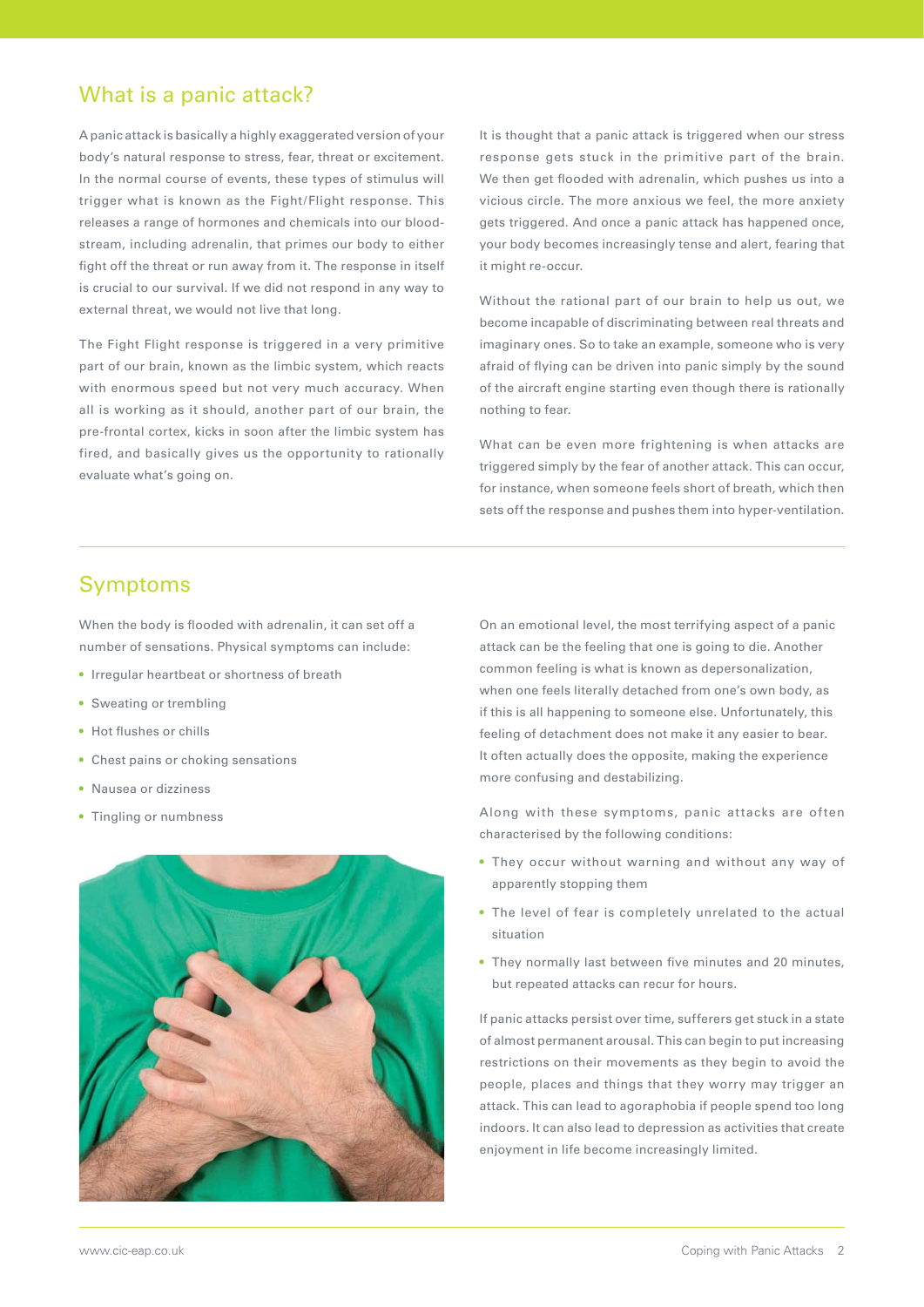## What is a panic attack?

A panic attack is basically a highly exaggerated version of your body's natural response to stress, fear, threat or excitement. In the normal course of events, these types of stimulus will trigger what is known as the Fight/Flight response. This releases a range of hormones and chemicals into our blood-stream, including adrenalin, that primes our body to either fight off the threat or run away from it. The response in itself is crucial to our survival. If we did not respond in any way to external threat, we would not live that long.

The Fight Flight response is triggered in a very primitive part of our brain, known as the limbic system, which reacts with enormous speed but not very much accuracy. When all is working as it should, another part of our brain, the pre-frontal cortex, kicks in soon after the limbic system has fired, and basically gives us the opportunity to rationally evaluate what's going on.

It is thought that a panic attack is triggered when our stress response gets stuck in the primitive part of the brain. We then get flooded with adrenalin, which pushes us into a vicious circle. The more anxious we feel, the more anxiety gets triggered. And once a panic attack has happened once, your body becomes increasingly tense and alert, fearing that it might re-occur.

Without the rational part of our brain to help us out, we become incapable of discriminating between real threats and imaginary ones. So to take an example, someone who is very afraid of flying can be driven into panic simply by the sound of the aircraft engine starting even though there is rationally nothing to fear.

What can be even more frightening is when attacks are triggered simply by the fear of another attack. This can occur, for instance, when someone feels short of breath, which then sets off the response and pushes them into hyper-ventilation.

## Symptoms

When the body is flooded with adrenalin, it can set off a number of sensations. Physical symptoms can include:

- Irregular heartbeat or shortness of breath
- Sweating or trembling
- Hot flushes or chills
- Chest pains or choking sensations
- Nausea or dizziness
- Tingling or numbness

On an emotional level, the most terrifying aspect of a panic attack can be the feeling that one is going to die. Another common feeling is what is known as depersonalization, when one feels literally detached from one's own body, as if this is all happening to someone else. Unfortunately, this feeling of detachment does not make it any easier to bear. It often actually does the opposite, making the experience more confusing and destabilizing.

Along with these symptoms, panic attacks are often characterised by the following conditions:

- They occur without warning and without any way of apparently stopping them
- The level of fear is completely unrelated to the actual situation
- They normally last between five minutes and 20 minutes, but repeated attacks can recur for hours.

If panic attacks persist over time, sufferers get stuck in a state of almost permanent arousal. This can begin to put increasing restrictions on their movements as they begin to avoid the people, places and things that they worry may trigger an attack. This can lead to agoraphobia if people spend too long indoors. It can also lead to depression as activities that create enjoyment in life become increasingly limited.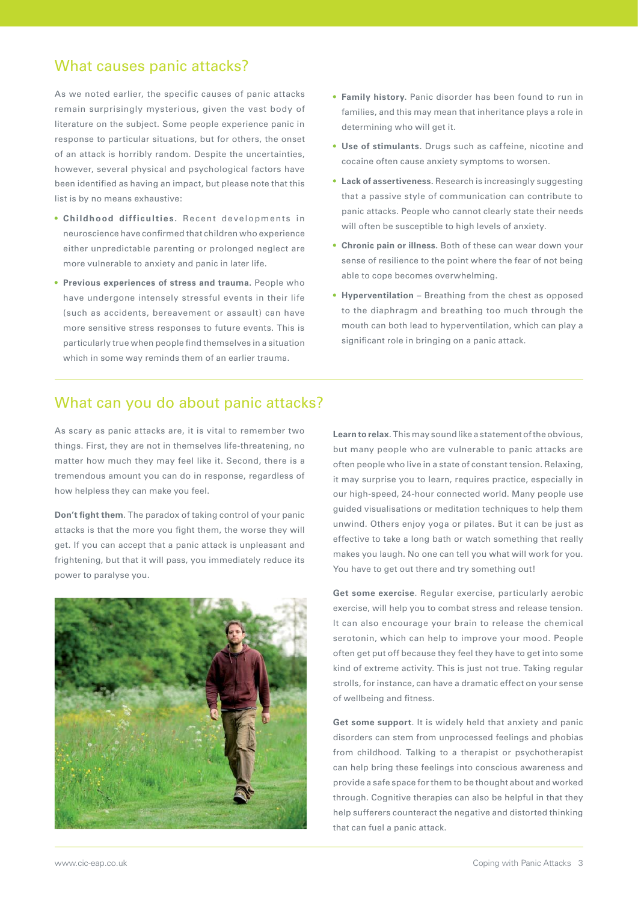## What causes panic attacks?

As we noted earlier, the specific causes of panic attacks remain surprisingly mysterious, given the vast body of literature on the subject. Some people experience panic in response to particular situations, but for others, the onset of an attack is horribly random. Despite the uncertainties, however, several physical and psychological factors have been identified as having an impact, but please note that this list is by no means exhaustive:

- **Childhood difficulties.** Recent developments in neuroscience have confirmed that children who experience either unpredictable parenting or prolonged neglect are more vulnerable to anxiety and panic in later life.
- **Previous experiences of stress and trauma.** People who have undergone intensely stressful events in their life (such as accidents, bereavement or assault) can have more sensitive stress responses to future events. This is particularly true when people find themselves in a situation which in some way reminds them of an earlier trauma.
- **Family history.** Panic disorder has been found to run in families, and this may mean that inheritance plays a role in determining who will get it.
- **Use of stimulants.** Drugs such as caffeine, nicotine and cocaine often cause anxiety symptoms to worsen.
- **Lack of assertiveness.** Research is increasingly suggesting that a passive style of communication can contribute to panic attacks. People who cannot clearly state their needs will often be susceptible to high levels of anxiety.
- **Chronic pain or illness.** Both of these can wear down your sense of resilience to the point where the fear of not being able to cope becomes overwhelming.
- **Hyperventilation** – Breathing from the chest as opposed to the diaphragm and breathing too much through the mouth can both lead to hyperventilation, which can play a significant role in bringing on a panic attack.

## What can you do about panic attacks?

As scary as panic attacks are, it is vital to remember two things. First, they are not in themselves life-threatening, no matter how much they may feel like it. Second, there is a tremendous amount you can do in response, regardless of how helpless they can make you feel.

**Don't fight them**. The paradox of taking control of your panic attacks is that the more you fight them, the worse they will get. If you can accept that a panic attack is unpleasant and frightening, but that it will pass, you immediately reduce its power to paralyse you.

**Learn to relax**. This may sound like a statement of the obvious, but many people who are vulnerable to panic attacks are often people who live in a state of constant tension. Relaxing, it may surprise you to learn, requires practice, especially in our high-speed, 24-hour connected world. Many people use guided visualisations or meditation techniques to help them unwind. Others enjoy yoga or pilates. But it can be just as effective to take a long bath or watch something that really makes you laugh. No one can tell you what will work for you. You have to get out there and try something out!

**Get some exercise**. Regular exercise, particularly aerobic exercise, will help you to combat stress and release tension. It can also encourage your brain to release the chemical serotonin, which can help to improve your mood. People often get put off because they feel they have to get into some kind of extreme activity. This is just not true. Taking regular strolls, for instance, can have a dramatic effect on your sense of wellbeing and fitness.

**Get some support**. It is widely held that anxiety and panic disorders can stem from unprocessed feelings and phobias from childhood. Talking to a therapist or psychotherapist can help bring these feelings into conscious awareness and provide a safe space for them to be thought about and worked through. Cognitive therapies can also be helpful in that they help sufferers counteract the negative and distorted thinking that can fuel a panic attack.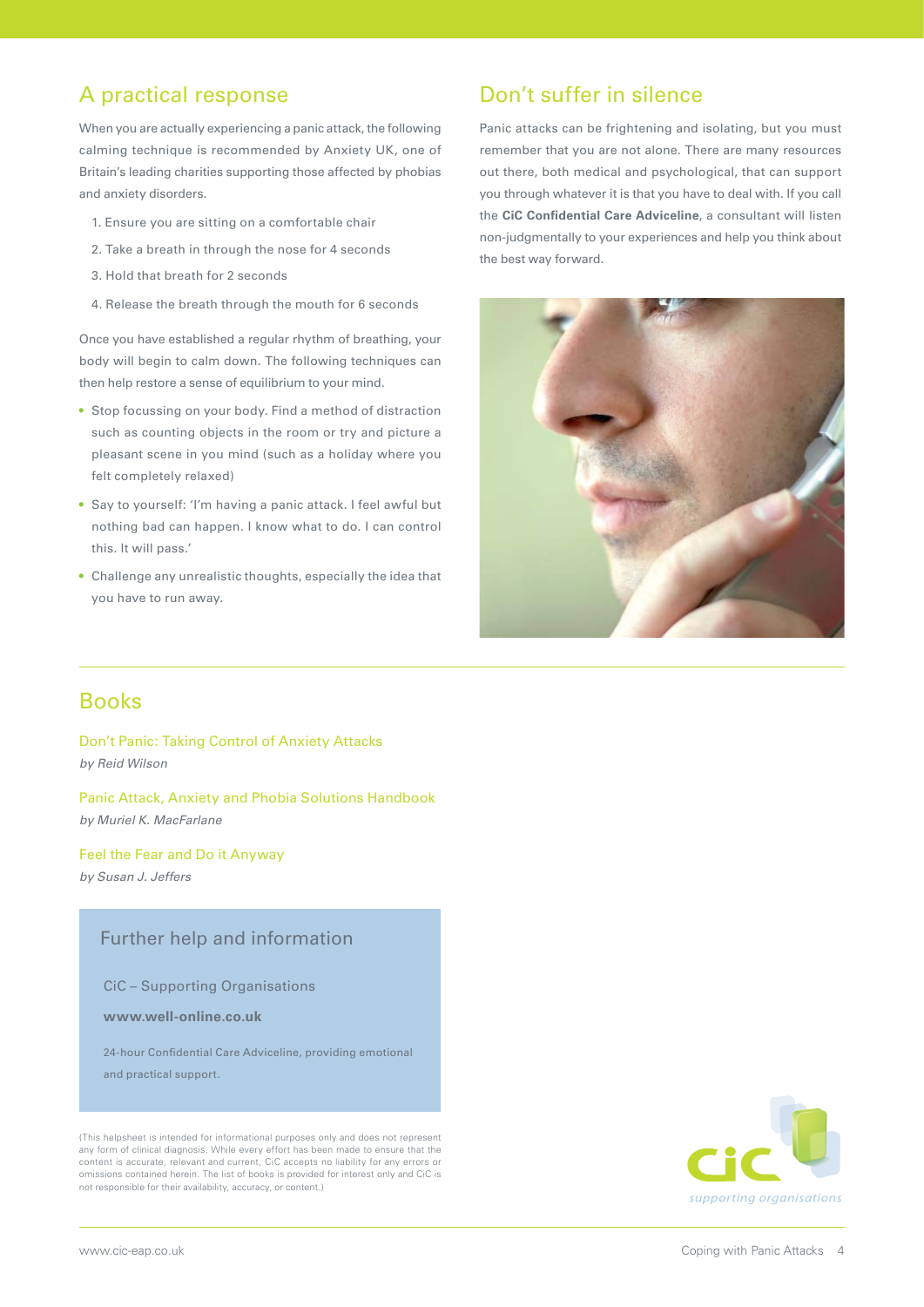## A practical response

When you are actually experiencing a panic attack, the following calming technique is recommended by Anxiety UK, one of Britain's leading charities supporting those affected by phobias and anxiety disorders.

1. Ensure you are sitting on a comfortable chair
2. Take a breath in through the nose for 4 seconds
3. Hold that breath for 2 seconds
4. Release the breath through the mouth for 6 seconds

Once you have established a regular rhythm of breathing, your body will begin to calm down. The following techniques can then help restore a sense of equilibrium to your mind.

- Stop focussing on your body. Find a method of distraction such as counting objects in the room or try and picture a pleasant scene in you mind (such as a holiday where you felt completely relaxed)
- Say to yourself: 'I'm having a panic attack. I feel awful but nothing bad can happen. I know what to do. I can control this. It will pass.'
- Challenge any unrealistic thoughts, especially the idea that you have to run away.

## Don't suffer in silence

Panic attacks can be frightening and isolating, but you must remember that you are not alone. There are many resources out there, both medical and psychological, that can support you through whatever it is that you have to deal with. If you call the **CiC Confidential Care Adviceline**, a consultant will listen non-judgmentally to your experiences and help you think about the best way forward.

## Books

Don't Panic: Taking Control of Anxiety Attacks
*by Reid Wilson*

Panic Attack, Anxiety and Phobia Solutions Handbook
*by Muriel K. MacFarlane*

Feel the Fear and Do it Anyway
*by Susan J. Jeffers*

### Further help and information

CiC – Supporting Organisations

**www.well-online.co.uk**

24-hour Confidential Care Adviceline, providing emotional and practical support.

(This helpsheet is intended for informational purposes only and does not represent any form of clinical diagnosis. While every effort has been made to ensure that the content is accurate, relevant and current, CiC accepts no liability for any errors or omissions contained herein. The list of books is provided for interest only and CiC is not responsible for their availability, accuracy, or content.)

CiC supporting organisations

www.cic-eap.co.uk